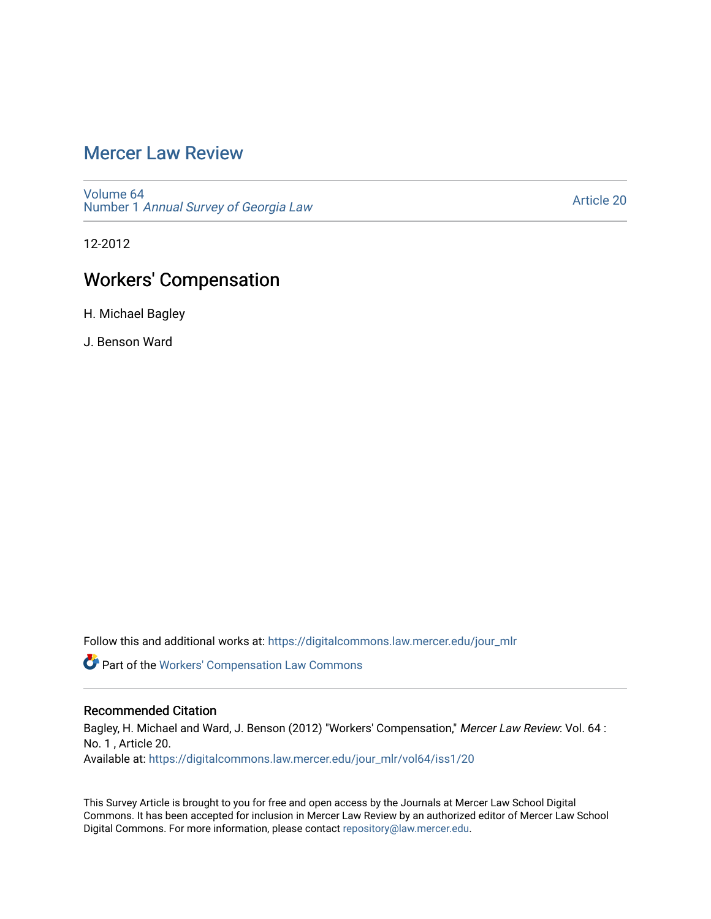# Mercer Law Review

Volume 64
Number 1 *Annual Survey of Georgia Law*

Article 20

12-2012

## Workers' Compensation

H. Michael Bagley

J. Benson Ward

Follow this and additional works at: https://digitalcommons.law.mercer.edu/jour_mlr

Part of the Workers' Compensation Law Commons

### Recommended Citation

Bagley, H. Michael and Ward, J. Benson (2012) "Workers' Compensation," *Mercer Law Review*: Vol. 64 : No. 1 , Article 20.
Available at: https://digitalcommons.law.mercer.edu/jour_mlr/vol64/iss1/20

This Survey Article is brought to you for free and open access by the Journals at Mercer Law School Digital Commons. It has been accepted for inclusion in Mercer Law Review by an authorized editor of Mercer Law School Digital Commons. For more information, please contact repository@law.mercer.edu.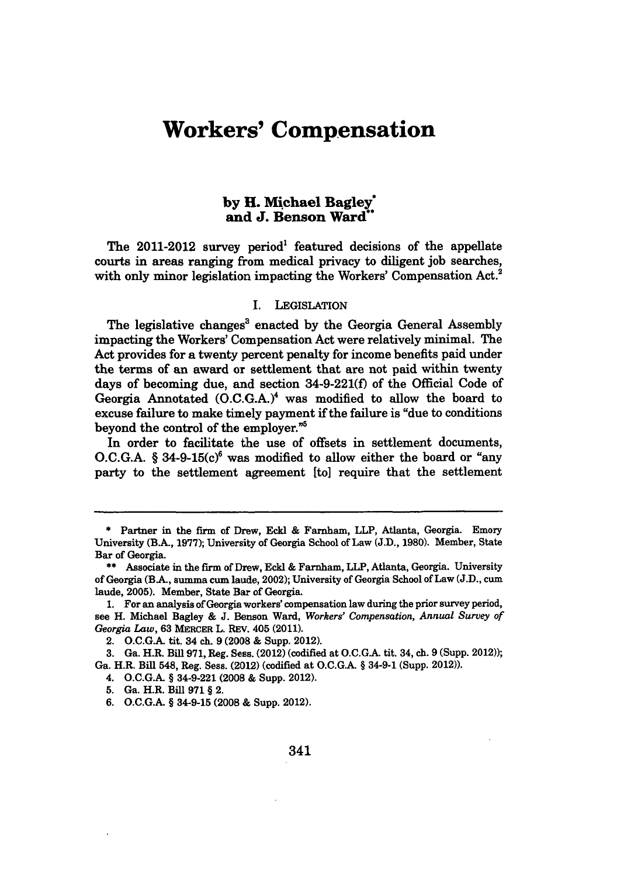# Workers' Compensation

**by H. Michael Bagley\***
**and J. Benson Ward\*\***

The 2011-2012 survey period[1] featured decisions of the appellate courts in areas ranging from medical privacy to diligent job searches, with only minor legislation impacting the Workers' Compensation Act.[2]

## I. LEGISLATION

The legislative changes[3] enacted by the Georgia General Assembly impacting the Workers' Compensation Act were relatively minimal. The Act provides for a twenty percent penalty for income benefits paid under the terms of an award or settlement that are not paid within twenty days of becoming due, and section 34-9-221(f) of the Official Code of Georgia Annotated (O.C.G.A.)[4] was modified to allow the board to excuse failure to make timely payment if the failure is "due to conditions beyond the control of the employer."[5]

In order to facilitate the use of offsets in settlement documents, O.C.G.A. § 34-9-15(c)[6] was modified to allow either the board or "any party to the settlement agreement [to] require that the settlement

---

\* Partner in the firm of Drew, Eckl & Farnham, LLP, Atlanta, Georgia. Emory University (B.A., 1977); University of Georgia School of Law (J.D., 1980). Member, State Bar of Georgia.

\*\* Associate in the firm of Drew, Eckl & Farnham, LLP, Atlanta, Georgia. University of Georgia (B.A., summa cum laude, 2002); University of Georgia School of Law (J.D., cum laude, 2005). Member, State Bar of Georgia.

1. For an analysis of Georgia workers' compensation law during the prior survey period, see H. Michael Bagley & J. Benson Ward, *Workers' Compensation, Annual Survey of Georgia Law*, 63 MERCER L. REV. 405 (2011).

2. O.C.G.A. tit. 34 ch. 9 (2008 & Supp. 2012).

3. Ga. H.R. Bill 971, Reg. Sess. (2012) (codified at O.C.G.A. tit. 34, ch. 9 (Supp. 2012)); Ga. H.R. Bill 548, Reg. Sess. (2012) (codified at O.C.G.A. § 34-9-1 (Supp. 2012)).

4. O.C.G.A. § 34-9-221 (2008 & Supp. 2012).

5. Ga. H.R. Bill 971 § 2.

6. O.C.G.A. § 34-9-15 (2008 & Supp. 2012).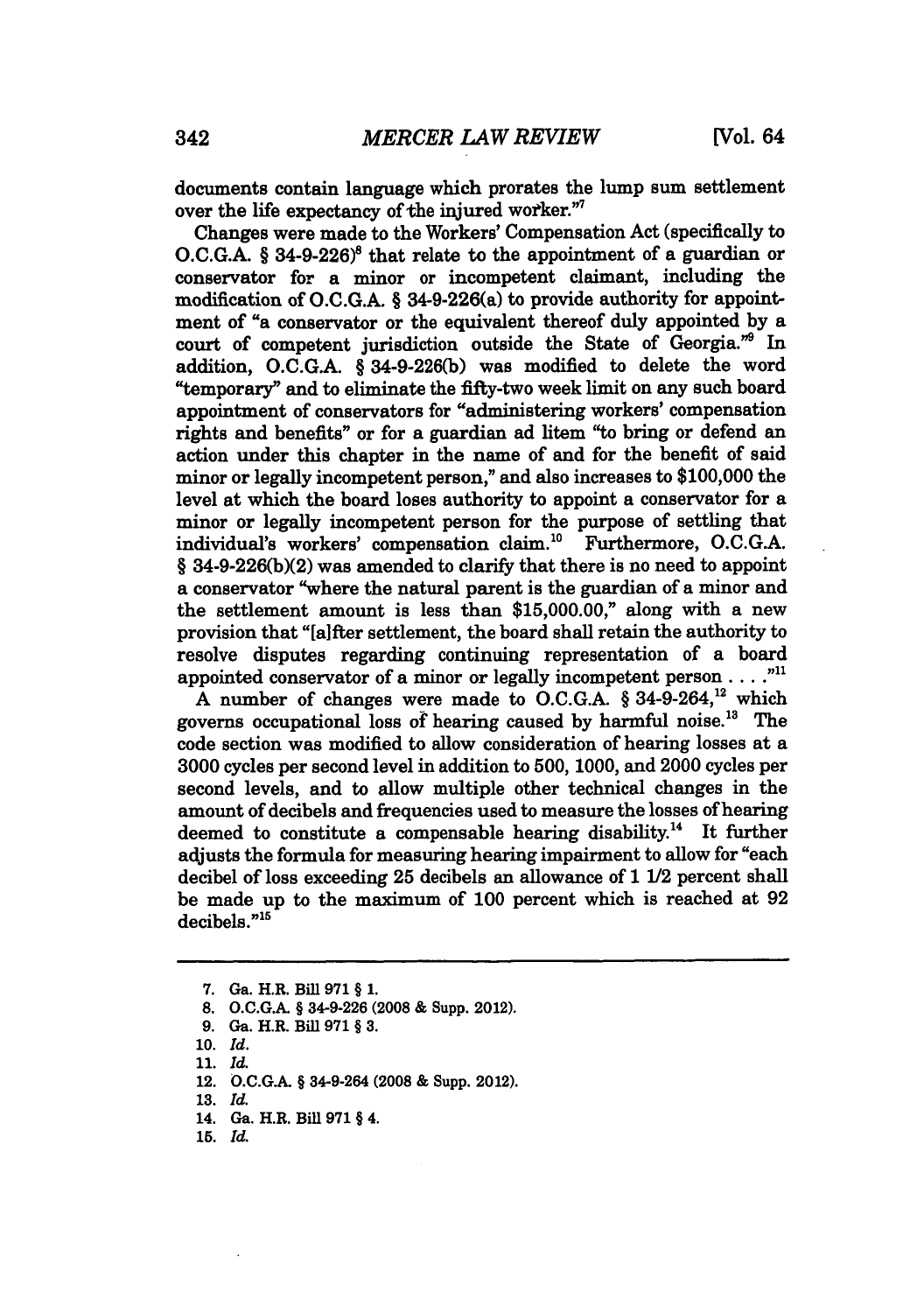documents contain language which prorates the lump sum settlement over the life expectancy of the injured worker."[7]

Changes were made to the Workers' Compensation Act (specifically to O.C.G.A. § 34-9-226)[8] that relate to the appointment of a guardian or conservator for a minor or incompetent claimant, including the modification of O.C.G.A. § 34-9-226(a) to provide authority for appointment of "a conservator or the equivalent thereof duly appointed by a court of competent jurisdiction outside the State of Georgia."[9] In addition, O.C.G.A. § 34-9-226(b) was modified to delete the word "temporary" and to eliminate the fifty-two week limit on any such board appointment of conservators for "administering workers' compensation rights and benefits" or for a guardian ad litem "to bring or defend an action under this chapter in the name of and for the benefit of said minor or legally incompetent person," and also increases to $100,000 the level at which the board loses authority to appoint a conservator for a minor or legally incompetent person for the purpose of settling that individual's workers' compensation claim.[10] Furthermore, O.C.G.A. § 34-9-226(b)(2) was amended to clarify that there is no need to appoint a conservator "where the natural parent is the guardian of a minor and the settlement amount is less than $15,000.00," along with a new provision that "[a]fter settlement, the board shall retain the authority to resolve disputes regarding continuing representation of a board appointed conservator of a minor or legally incompetent person . . . ."[11]

A number of changes were made to O.C.G.A. § 34-9-264,[12] which governs occupational loss of hearing caused by harmful noise.[13] The code section was modified to allow consideration of hearing losses at a 3000 cycles per second level in addition to 500, 1000, and 2000 cycles per second levels, and to allow multiple other technical changes in the amount of decibels and frequencies used to measure the losses of hearing deemed to constitute a compensable hearing disability.[14] It further adjusts the formula for measuring hearing impairment to allow for "each decibel of loss exceeding 25 decibels an allowance of 1 1/2 percent shall be made up to the maximum of 100 percent which is reached at 92 decibels."[15]

---

7. Ga. H.R. Bill 971 § 1.
8. O.C.G.A. § 34-9-226 (2008 & Supp. 2012).
9. Ga. H.R. Bill 971 § 3.
10. *Id.*
11. *Id.*
12. O.C.G.A. § 34-9-264 (2008 & Supp. 2012).
13. *Id.*
14. Ga. H.R. Bill 971 § 4.
15. *Id.*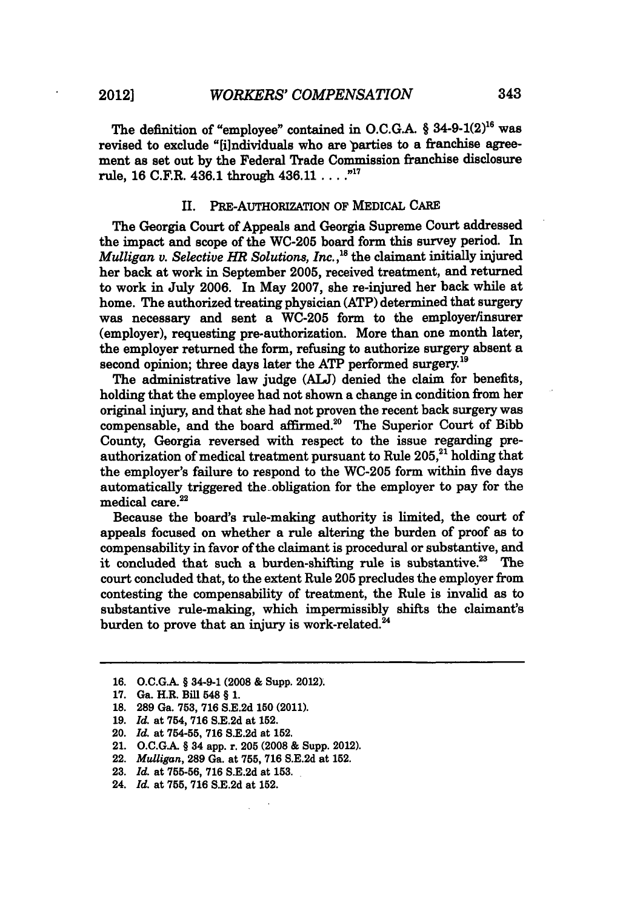The definition of "employee" contained in O.C.G.A. § 34-9-1(2)[16] was revised to exclude "[i]ndividuals who are parties to a franchise agreement as set out by the Federal Trade Commission franchise disclosure rule, 16 C.F.R. 436.1 through 436.11 . . . ."[17]

## II. PRE-AUTHORIZATION OF MEDICAL CARE

The Georgia Court of Appeals and Georgia Supreme Court addressed the impact and scope of the WC-205 board form this survey period. In *Mulligan v. Selective HR Solutions, Inc.*,[18] the claimant initially injured her back at work in September 2005, received treatment, and returned to work in July 2006. In May 2007, she re-injured her back while at home. The authorized treating physician (ATP) determined that surgery was necessary and sent a WC-205 form to the employer/insurer (employer), requesting pre-authorization. More than one month later, the employer returned the form, refusing to authorize surgery absent a second opinion; three days later the ATP performed surgery.[19]

The administrative law judge (ALJ) denied the claim for benefits, holding that the employee had not shown a change in condition from her original injury, and that she had not proven the recent back surgery was compensable, and the board affirmed.[20] The Superior Court of Bibb County, Georgia reversed with respect to the issue regarding pre-authorization of medical treatment pursuant to Rule 205,[21] holding that the employer's failure to respond to the WC-205 form within five days automatically triggered the obligation for the employer to pay for the medical care.[22]

Because the board's rule-making authority is limited, the court of appeals focused on whether a rule altering the burden of proof as to compensability in favor of the claimant is procedural or substantive, and it concluded that such a burden-shifting rule is substantive.[23] The court concluded that, to the extent Rule 205 precludes the employer from contesting the compensability of treatment, the Rule is invalid as to substantive rule-making, which impermissibly shifts the claimant's burden to prove that an injury is work-related.[24]

---

16. O.C.G.A. § 34-9-1 (2008 & Supp. 2012).
17. Ga. H.R. Bill 548 § 1.
18. 289 Ga. 753, 716 S.E.2d 150 (2011).
19. *Id.* at 754, 716 S.E.2d at 152.
20. *Id.* at 754-55, 716 S.E.2d at 152.
21. O.C.G.A. § 34 app. r. 205 (2008 & Supp. 2012).
22. *Mulligan*, 289 Ga. at 755, 716 S.E.2d at 152.
23. *Id.* at 755-56, 716 S.E.2d at 153.
24. *Id.* at 755, 716 S.E.2d at 152.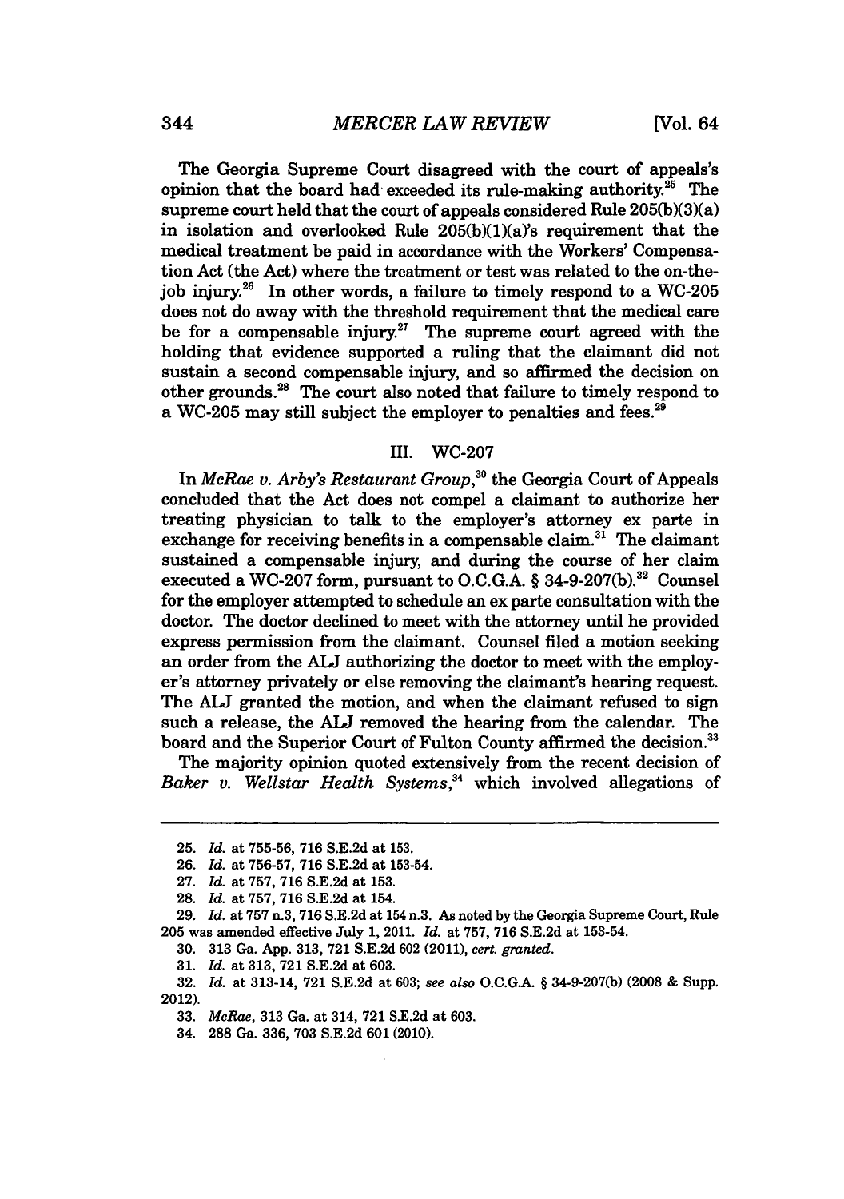The Georgia Supreme Court disagreed with the court of appeals's opinion that the board had exceeded its rule-making authority.[25] The supreme court held that the court of appeals considered Rule 205(b)(3)(a) in isolation and overlooked Rule 205(b)(1)(a)'s requirement that the medical treatment be paid in accordance with the Workers' Compensation Act (the Act) where the treatment or test was related to the on-the-job injury.[26] In other words, a failure to timely respond to a WC-205 does not do away with the threshold requirement that the medical care be for a compensable injury.[27] The supreme court agreed with the holding that evidence supported a ruling that the claimant did not sustain a second compensable injury, and so affirmed the decision on other grounds.[28] The court also noted that failure to timely respond to a WC-205 may still subject the employer to penalties and fees.[29]

## III. WC-207

In *McRae v. Arby's Restaurant Group*,[30] the Georgia Court of Appeals concluded that the Act does not compel a claimant to authorize her treating physician to talk to the employer's attorney ex parte in exchange for receiving benefits in a compensable claim.[31] The claimant sustained a compensable injury, and during the course of her claim executed a WC-207 form, pursuant to O.C.G.A. § 34-9-207(b).[32] Counsel for the employer attempted to schedule an ex parte consultation with the doctor. The doctor declined to meet with the attorney until he provided express permission from the claimant. Counsel filed a motion seeking an order from the ALJ authorizing the doctor to meet with the employer's attorney privately or else removing the claimant's hearing request. The ALJ granted the motion, and when the claimant refused to sign such a release, the ALJ removed the hearing from the calendar. The board and the Superior Court of Fulton County affirmed the decision.[33]

The majority opinion quoted extensively from the recent decision of *Baker v. Wellstar Health Systems*,[34] which involved allegations of

---

25. *Id.* at 755-56, 716 S.E.2d at 153.

26. *Id.* at 756-57, 716 S.E.2d at 153-54.

27. *Id.* at 757, 716 S.E.2d at 153.

28. *Id.* at 757, 716 S.E.2d at 154.

29. *Id.* at 757 n.3, 716 S.E.2d at 154 n.3. As noted by the Georgia Supreme Court, Rule 205 was amended effective July 1, 2011. *Id.* at 757, 716 S.E.2d at 153-54.

30. 313 Ga. App. 313, 721 S.E.2d 602 (2011), *cert. granted*.

31. *Id.* at 313, 721 S.E.2d at 603.

32. *Id.* at 313-14, 721 S.E.2d at 603; *see also* O.C.G.A. § 34-9-207(b) (2008 & Supp. 2012).

33. *McRae*, 313 Ga. at 314, 721 S.E.2d at 603.

34. 288 Ga. 336, 703 S.E.2d 601 (2010).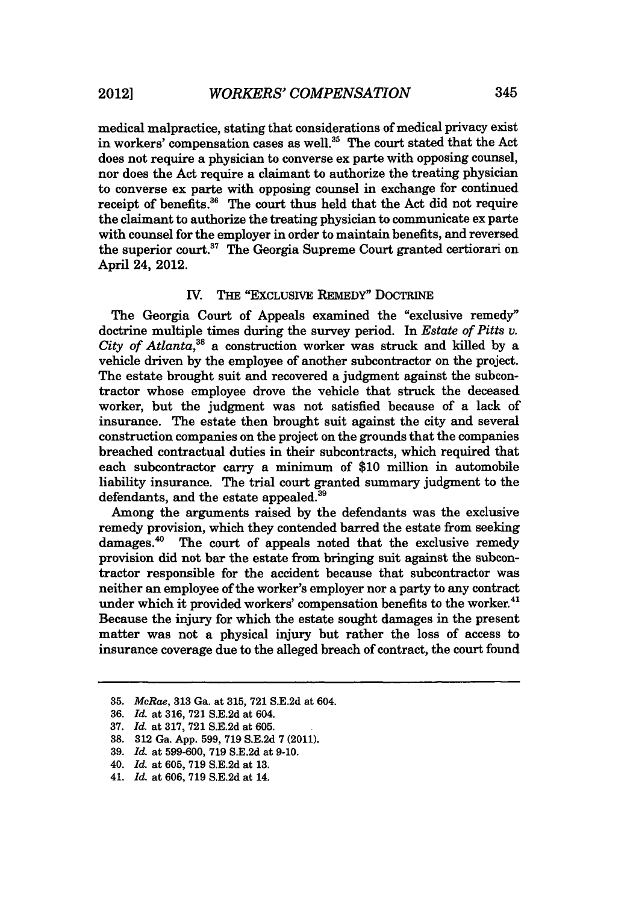medical malpractice, stating that considerations of medical privacy exist in workers' compensation cases as well.[35] The court stated that the Act does not require a physician to converse ex parte with opposing counsel, nor does the Act require a claimant to authorize the treating physician to converse ex parte with opposing counsel in exchange for continued receipt of benefits.[36] The court thus held that the Act did not require the claimant to authorize the treating physician to communicate ex parte with counsel for the employer in order to maintain benefits, and reversed the superior court.[37] The Georgia Supreme Court granted certiorari on April 24, 2012.

## IV. THE "EXCLUSIVE REMEDY" DOCTRINE

The Georgia Court of Appeals examined the "exclusive remedy" doctrine multiple times during the survey period. In *Estate of Pitts v. City of Atlanta*,[38] a construction worker was struck and killed by a vehicle driven by the employee of another subcontractor on the project. The estate brought suit and recovered a judgment against the subcontractor whose employee drove the vehicle that struck the deceased worker, but the judgment was not satisfied because of a lack of insurance. The estate then brought suit against the city and several construction companies on the project on the grounds that the companies breached contractual duties in their subcontracts, which required that each subcontractor carry a minimum of $10 million in automobile liability insurance. The trial court granted summary judgment to the defendants, and the estate appealed.[39]

Among the arguments raised by the defendants was the exclusive remedy provision, which they contended barred the estate from seeking damages.[40] The court of appeals noted that the exclusive remedy provision did not bar the estate from bringing suit against the subcontractor responsible for the accident because that subcontractor was neither an employee of the worker's employer nor a party to any contract under which it provided workers' compensation benefits to the worker.[41] Because the injury for which the estate sought damages in the present matter was not a physical injury but rather the loss of access to insurance coverage due to the alleged breach of contract, the court found

---

35. *McRae*, 313 Ga. at 315, 721 S.E.2d at 604.
36. *Id.* at 316, 721 S.E.2d at 604.
37. *Id.* at 317, 721 S.E.2d at 605.
38. 312 Ga. App. 599, 719 S.E.2d 7 (2011).
39. *Id.* at 599-600, 719 S.E.2d at 9-10.
40. *Id.* at 605, 719 S.E.2d at 13.
41. *Id.* at 606, 719 S.E.2d at 14.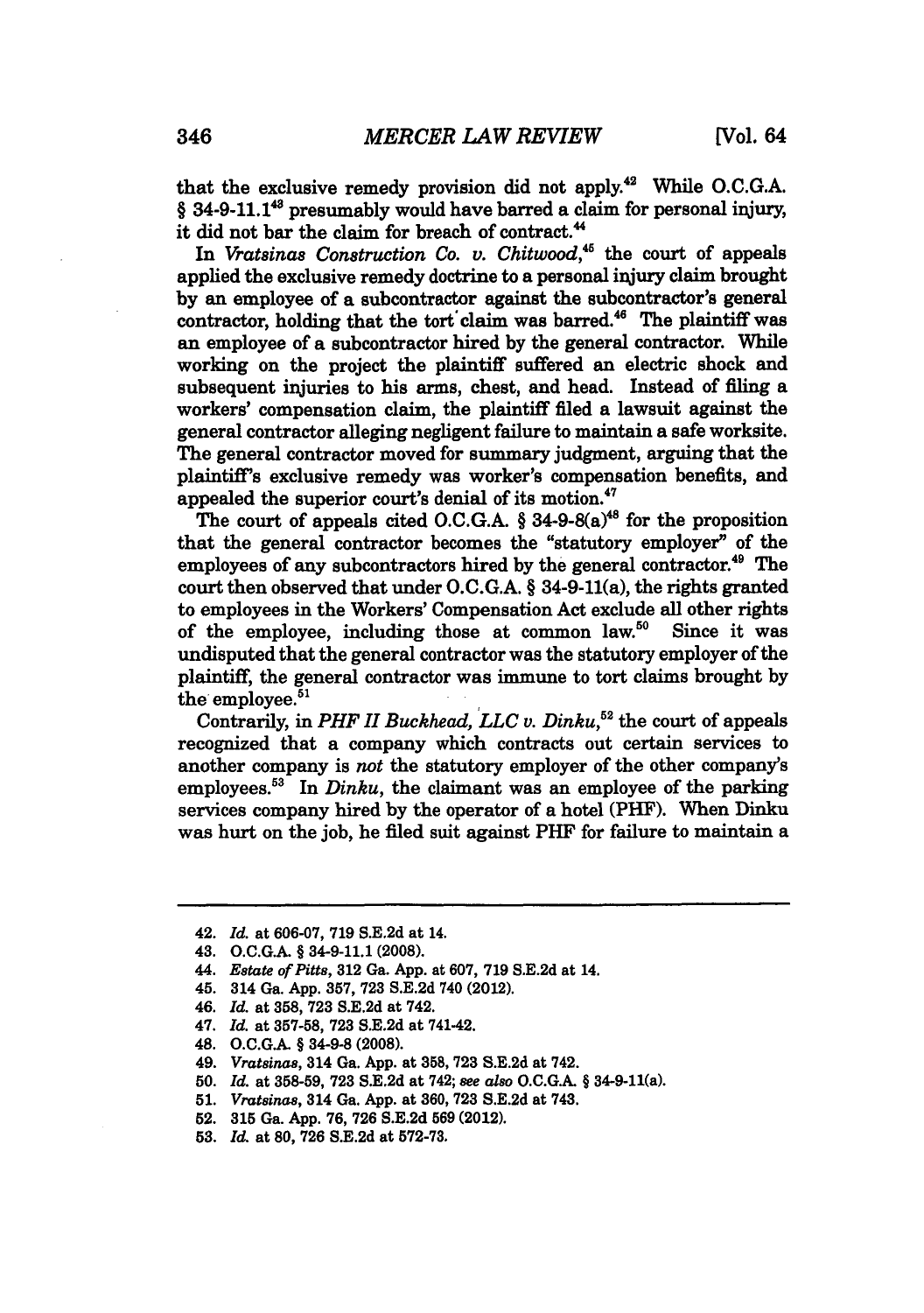that the exclusive remedy provision did not apply.[42] While O.C.G.A. § 34-9-11.1[43] presumably would have barred a claim for personal injury, it did not bar the claim for breach of contract.[44]

In *Vratsinas Construction Co. v. Chitwood*,[45] the court of appeals applied the exclusive remedy doctrine to a personal injury claim brought by an employee of a subcontractor against the subcontractor's general contractor, holding that the tort claim was barred.[46] The plaintiff was an employee of a subcontractor hired by the general contractor. While working on the project the plaintiff suffered an electric shock and subsequent injuries to his arms, chest, and head. Instead of filing a workers' compensation claim, the plaintiff filed a lawsuit against the general contractor alleging negligent failure to maintain a safe worksite. The general contractor moved for summary judgment, arguing that the plaintiff's exclusive remedy was worker's compensation benefits, and appealed the superior court's denial of its motion.[47]

The court of appeals cited O.C.G.A. § 34-9-8(a)[48] for the proposition that the general contractor becomes the "statutory employer" of the employees of any subcontractors hired by the general contractor.[49] The court then observed that under O.C.G.A. § 34-9-11(a), the rights granted to employees in the Workers' Compensation Act exclude all other rights of the employee, including those at common law.[50] Since it was undisputed that the general contractor was the statutory employer of the plaintiff, the general contractor was immune to tort claims brought by the employee.[51]

Contrarily, in *PHF II Buckhead, LLC v. Dinku*,[52] the court of appeals recognized that a company which contracts out certain services to another company is *not* the statutory employer of the other company's employees.[53] In *Dinku*, the claimant was an employee of the parking services company hired by the operator of a hotel (PHF). When Dinku was hurt on the job, he filed suit against PHF for failure to maintain a

42. *Id.* at 606-07, 719 S.E.2d at 14.
43. O.C.G.A. § 34-9-11.1 (2008).
44. *Estate of Pitts*, 312 Ga. App. at 607, 719 S.E.2d at 14.
45. 314 Ga. App. 357, 723 S.E.2d 740 (2012).
46. *Id.* at 358, 723 S.E.2d at 742.
47. *Id.* at 357-58, 723 S.E.2d at 741-42.
48. O.C.G.A. § 34-9-8 (2008).
49. *Vratsinas*, 314 Ga. App. at 358, 723 S.E.2d at 742.
50. *Id.* at 358-59, 723 S.E.2d at 742; *see also* O.C.G.A. § 34-9-11(a).
51. *Vratsinas*, 314 Ga. App. at 360, 723 S.E.2d at 743.
52. 315 Ga. App. 76, 726 S.E.2d 569 (2012).
53. *Id.* at 80, 726 S.E.2d at 572-73.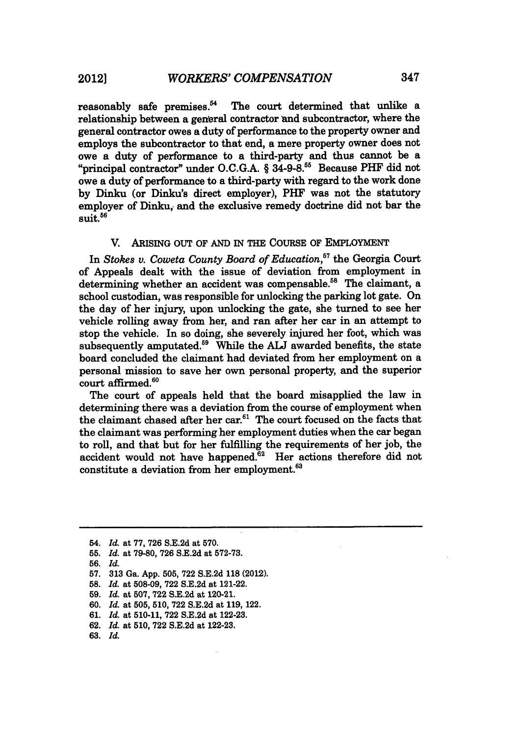reasonably safe premises.[54] The court determined that unlike a relationship between a general contractor and subcontractor, where the general contractor owes a duty of performance to the property owner and employs the subcontractor to that end, a mere property owner does not owe a duty of performance to a third-party and thus cannot be a "principal contractor" under O.C.G.A. § 34-9-8.[55] Because PHF did not owe a duty of performance to a third-party with regard to the work done by Dinku (or Dinku's direct employer), PHF was not the statutory employer of Dinku, and the exclusive remedy doctrine did not bar the suit.[56]

## V. ARISING OUT OF AND IN THE COURSE OF EMPLOYMENT

In *Stokes v. Coweta County Board of Education*,[57] the Georgia Court of Appeals dealt with the issue of deviation from employment in determining whether an accident was compensable.[58] The claimant, a school custodian, was responsible for unlocking the parking lot gate. On the day of her injury, upon unlocking the gate, she turned to see her vehicle rolling away from her, and ran after her car in an attempt to stop the vehicle. In so doing, she severely injured her foot, which was subsequently amputated.[59] While the ALJ awarded benefits, the state board concluded the claimant had deviated from her employment on a personal mission to save her own personal property, and the superior court affirmed.[60]

The court of appeals held that the board misapplied the law in determining there was a deviation from the course of employment when the claimant chased after her car.[61] The court focused on the facts that the claimant was performing her employment duties when the car began to roll, and that but for her fulfilling the requirements of her job, the accident would not have happened.[62] Her actions therefore did not constitute a deviation from her employment.[63]

---

54. *Id.* at 77, 726 S.E.2d at 570.
55. *Id.* at 79-80, 726 S.E.2d at 572-73.
56. *Id.*
57. 313 Ga. App. 505, 722 S.E.2d 118 (2012).
58. *Id.* at 508-09, 722 S.E.2d at 121-22.
59. *Id.* at 507, 722 S.E.2d at 120-21.
60. *Id.* at 505, 510, 722 S.E.2d at 119, 122.
61. *Id.* at 510-11, 722 S.E.2d at 122-23.
62. *Id.* at 510, 722 S.E.2d at 122-23.
63. *Id.*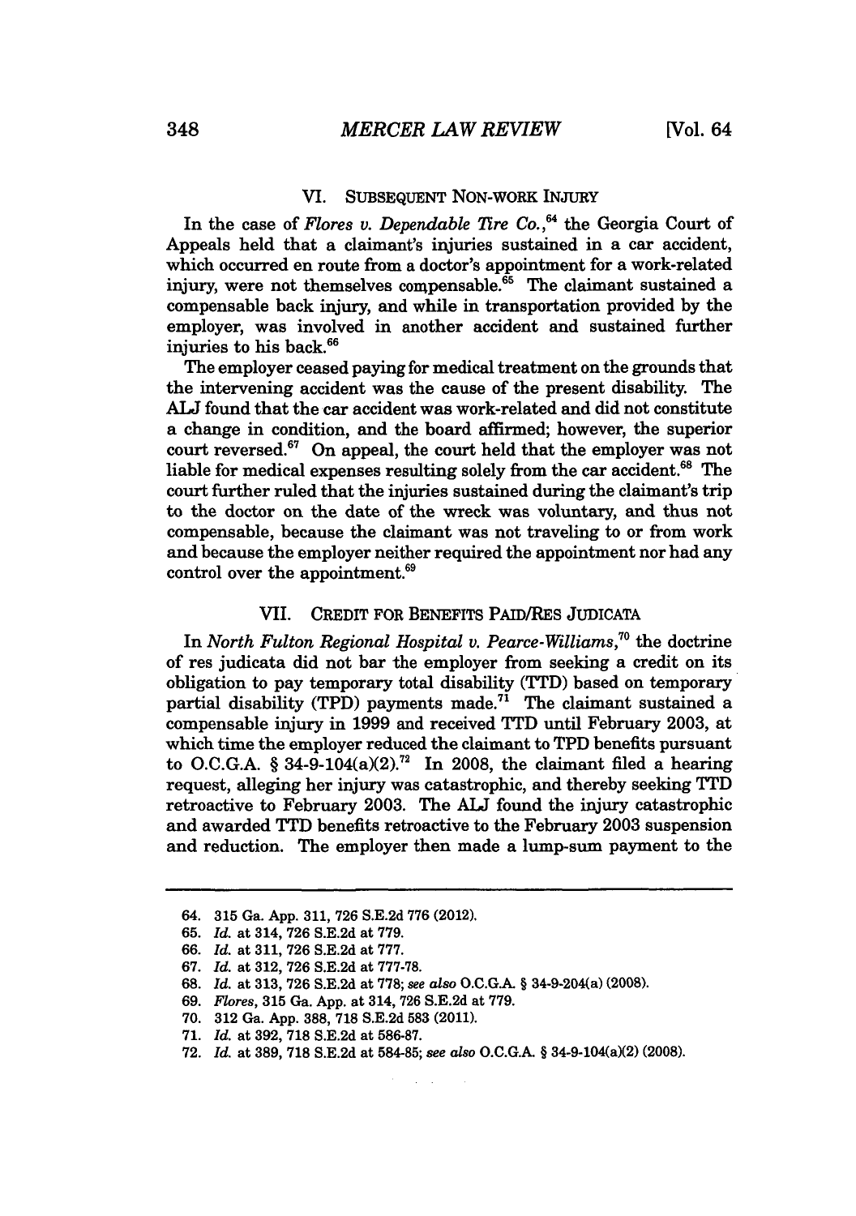## VI. SUBSEQUENT NON-WORK INJURY

In the case of *Flores v. Dependable Tire Co.*,[64] the Georgia Court of Appeals held that a claimant's injuries sustained in a car accident, which occurred en route from a doctor's appointment for a work-related injury, were not themselves compensable.[65] The claimant sustained a compensable back injury, and while in transportation provided by the employer, was involved in another accident and sustained further injuries to his back.[66]

The employer ceased paying for medical treatment on the grounds that the intervening accident was the cause of the present disability. The ALJ found that the car accident was work-related and did not constitute a change in condition, and the board affirmed; however, the superior court reversed.[67] On appeal, the court held that the employer was not liable for medical expenses resulting solely from the car accident.[68] The court further ruled that the injuries sustained during the claimant's trip to the doctor on the date of the wreck was voluntary, and thus not compensable, because the claimant was not traveling to or from work and because the employer neither required the appointment nor had any control over the appointment.[69]

## VII. CREDIT FOR BENEFITS PAID/RES JUDICATA

In *North Fulton Regional Hospital v. Pearce-Williams*,[70] the doctrine of res judicata did not bar the employer from seeking a credit on its obligation to pay temporary total disability (TTD) based on temporary partial disability (TPD) payments made.[71] The claimant sustained a compensable injury in 1999 and received TTD until February 2003, at which time the employer reduced the claimant to TPD benefits pursuant to O.C.G.A. § 34-9-104(a)(2).[72] In 2008, the claimant filed a hearing request, alleging her injury was catastrophic, and thereby seeking TTD retroactive to February 2003. The ALJ found the injury catastrophic and awarded TTD benefits retroactive to the February 2003 suspension and reduction. The employer then made a lump-sum payment to the

---

64. 315 Ga. App. 311, 726 S.E.2d 776 (2012).
65. *Id.* at 314, 726 S.E.2d at 779.
66. *Id.* at 311, 726 S.E.2d at 777.
67. *Id.* at 312, 726 S.E.2d at 777-78.
68. *Id.* at 313, 726 S.E.2d at 778; *see also* O.C.G.A. § 34-9-204(a) (2008).
69. *Flores*, 315 Ga. App. at 314, 726 S.E.2d at 779.
70. 312 Ga. App. 388, 718 S.E.2d 583 (2011).
71. *Id.* at 392, 718 S.E.2d at 586-87.
72. *Id.* at 389, 718 S.E.2d at 584-85; *see also* O.C.G.A. § 34-9-104(a)(2) (2008).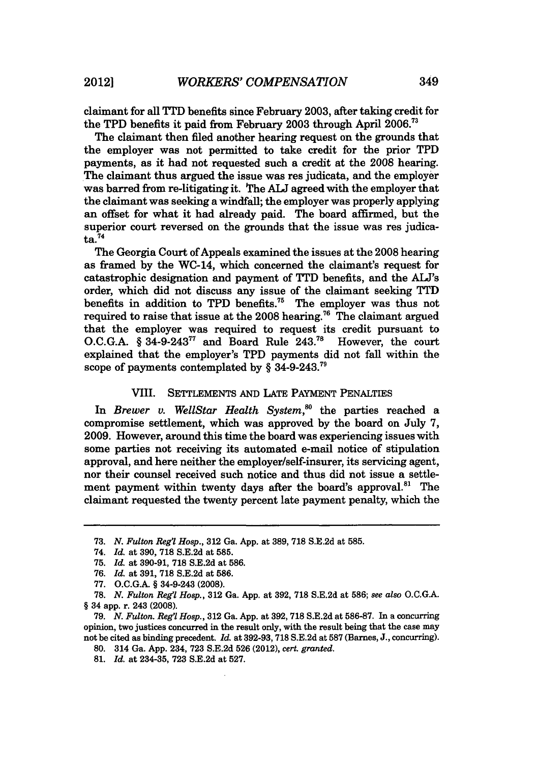claimant for all TTD benefits since February 2003, after taking credit for the TPD benefits it paid from February 2003 through April 2006.[73]

The claimant then filed another hearing request on the grounds that the employer was not permitted to take credit for the prior TPD payments, as it had not requested such a credit at the 2008 hearing. The claimant thus argued the issue was res judicata, and the employer was barred from re-litigating it. The ALJ agreed with the employer that the claimant was seeking a windfall; the employer was properly applying an offset for what it had already paid. The board affirmed, but the superior court reversed on the grounds that the issue was res judicata.[74]

The Georgia Court of Appeals examined the issues at the 2008 hearing as framed by the WC-14, which concerned the claimant's request for catastrophic designation and payment of TTD benefits, and the ALJ's order, which did not discuss any issue of the claimant seeking TTD benefits in addition to TPD benefits.[75] The employer was thus not required to raise that issue at the 2008 hearing.[76] The claimant argued that the employer was required to request its credit pursuant to O.C.G.A. § 34-9-243[77] and Board Rule 243.[78] However, the court explained that the employer's TPD payments did not fall within the scope of payments contemplated by § 34-9-243.[79]

## VIII. SETTLEMENTS AND LATE PAYMENT PENALTIES

In *Brewer v. WellStar Health System*,[80] the parties reached a compromise settlement, which was approved by the board on July 7, 2009. However, around this time the board was experiencing issues with some parties not receiving its automated e-mail notice of stipulation approval, and here neither the employer/self-insurer, its servicing agent, nor their counsel received such notice and thus did not issue a settlement payment within twenty days after the board's approval.[81] The claimant requested the twenty percent late payment penalty, which the

---

73. *N. Fulton Reg'l Hosp.*, 312 Ga. App. at 389, 718 S.E.2d at 585.

74. *Id.* at 390, 718 S.E.2d at 585.

75. *Id.* at 390-91, 718 S.E.2d at 586.

76. *Id.* at 391, 718 S.E.2d at 586.

77. O.C.G.A. § 34-9-243 (2008).

78. *N. Fulton Reg'l Hosp.*, 312 Ga. App. at 392, 718 S.E.2d at 586; *see also* O.C.G.A. § 34 app. r. 243 (2008).

79. *N. Fulton. Reg'l Hosp.*, 312 Ga. App. at 392, 718 S.E.2d at 586-87. In a concurring opinion, two justices concurred in the result only, with the result being that the case may not be cited as binding precedent. *Id.* at 392-93, 718 S.E.2d at 587 (Barnes, J., concurring).

80. 314 Ga. App. 234, 723 S.E.2d 526 (2012), *cert. granted*.

81. *Id.* at 234-35, 723 S.E.2d at 527.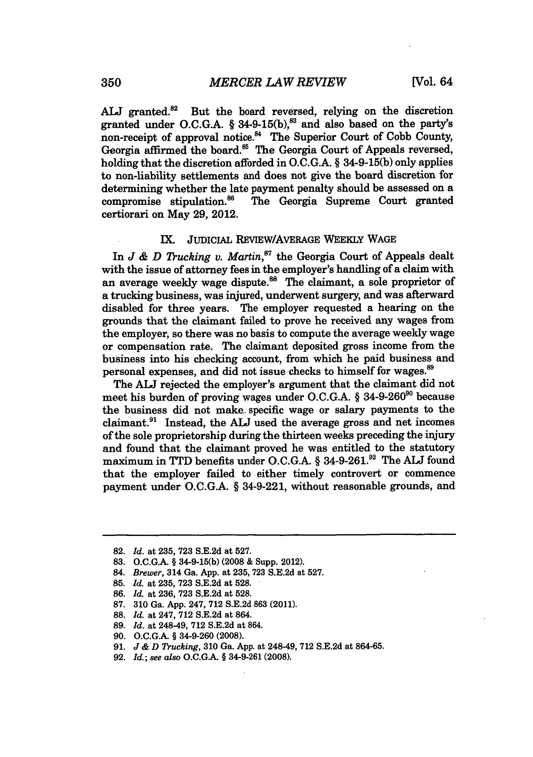ALJ granted.[82] But the board reversed, relying on the discretion granted under O.C.G.A. § 34-9-15(b),[83] and also based on the party's non-receipt of approval notice.[84] The Superior Court of Cobb County, Georgia affirmed the board.[85] The Georgia Court of Appeals reversed, holding that the discretion afforded in O.C.G.A. § 34-9-15(b) only applies to non-liability settlements and does not give the board discretion for determining whether the late payment penalty should be assessed on a compromise stipulation.[86] The Georgia Supreme Court granted certiorari on May 29, 2012.

## IX. JUDICIAL REVIEW/AVERAGE WEEKLY WAGE

In *J & D Trucking v. Martin*,[87] the Georgia Court of Appeals dealt with the issue of attorney fees in the employer's handling of a claim with an average weekly wage dispute.[88] The claimant, a sole proprietor of a trucking business, was injured, underwent surgery, and was afterward disabled for three years. The employer requested a hearing on the grounds that the claimant failed to prove he received any wages from the employer, so there was no basis to compute the average weekly wage or compensation rate. The claimant deposited gross income from the business into his checking account, from which he paid business and personal expenses, and did not issue checks to himself for wages.[89]

The ALJ rejected the employer's argument that the claimant did not meet his burden of proving wages under O.C.G.A. § 34-9-260[90] because the business did not make specific wage or salary payments to the claimant.[91] Instead, the ALJ used the average gross and net incomes of the sole proprietorship during the thirteen weeks preceding the injury and found that the claimant proved he was entitled to the statutory maximum in TTD benefits under O.C.G.A. § 34-9-261.[92] The ALJ found that the employer failed to either timely controvert or commence payment under O.C.G.A. § 34-9-221, without reasonable grounds, and

---

82. *Id.* at 235, 723 S.E.2d at 527.
83. O.C.G.A. § 34-9-15(b) (2008 & Supp. 2012).
84. *Brewer*, 314 Ga. App. at 235, 723 S.E.2d at 527.
85. *Id.* at 235, 723 S.E.2d at 528.
86. *Id.* at 236, 723 S.E.2d at 528.
87. 310 Ga. App. 247, 712 S.E.2d 863 (2011).
88. *Id.* at 247, 712 S.E.2d at 864.
89. *Id.* at 248-49, 712 S.E.2d at 864.
90. O.C.G.A. § 34-9-260 (2008).
91. *J & D Trucking*, 310 Ga. App. at 248-49, 712 S.E.2d at 864-65.
92. *Id.*; *see also* O.C.G.A. § 34-9-261 (2008).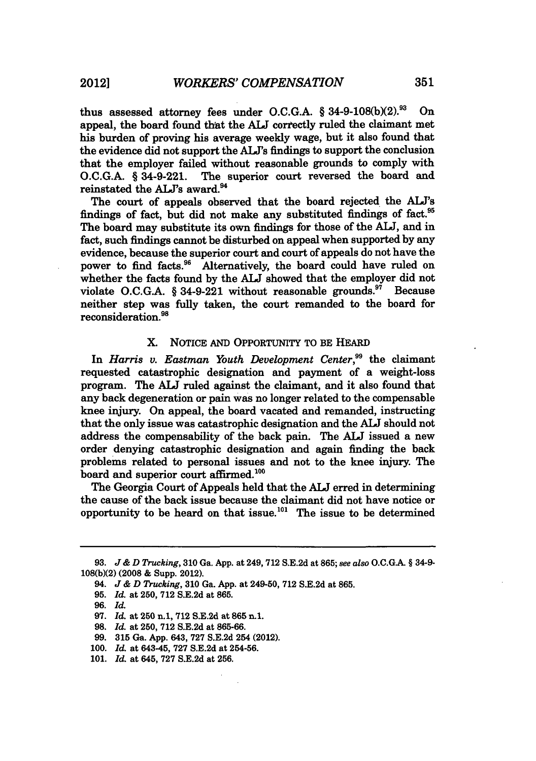thus assessed attorney fees under O.C.G.A. § 34-9-108(b)(2).[93] On appeal, the board found that the ALJ correctly ruled the claimant met his burden of proving his average weekly wage, but it also found that the evidence did not support the ALJ's findings to support the conclusion that the employer failed without reasonable grounds to comply with O.C.G.A. § 34-9-221. The superior court reversed the board and reinstated the ALJ's award.[94]

The court of appeals observed that the board rejected the ALJ's findings of fact, but did not make any substituted findings of fact.[95] The board may substitute its own findings for those of the ALJ, and in fact, such findings cannot be disturbed on appeal when supported by any evidence, because the superior court and court of appeals do not have the power to find facts.[96] Alternatively, the board could have ruled on whether the facts found by the ALJ showed that the employer did not violate O.C.G.A. § 34-9-221 without reasonable grounds.[97] Because neither step was fully taken, the court remanded to the board for reconsideration.[98]

## X. NOTICE AND OPPORTUNITY TO BE HEARD

In *Harris v. Eastman Youth Development Center*,[99] the claimant requested catastrophic designation and payment of a weight-loss program. The ALJ ruled against the claimant, and it also found that any back degeneration or pain was no longer related to the compensable knee injury. On appeal, the board vacated and remanded, instructing that the only issue was catastrophic designation and the ALJ should not address the compensability of the back pain. The ALJ issued a new order denying catastrophic designation and again finding the back problems related to personal issues and not to the knee injury. The board and superior court affirmed.[100]

The Georgia Court of Appeals held that the ALJ erred in determining the cause of the back issue because the claimant did not have notice or opportunity to be heard on that issue.[101] The issue to be determined

---

93. *J & D Trucking*, 310 Ga. App. at 249, 712 S.E.2d at 865; *see also* O.C.G.A. § 34-9-108(b)(2) (2008 & Supp. 2012).

94. *J & D Trucking*, 310 Ga. App. at 249-50, 712 S.E.2d at 865.

95. *Id.* at 250, 712 S.E.2d at 865.

96. *Id.*

97. *Id.* at 250 n.1, 712 S.E.2d at 865 n.1.

98. *Id.* at 250, 712 S.E.2d at 865-66.

99. 315 Ga. App. 643, 727 S.E.2d 254 (2012).

100. *Id.* at 643-45, 727 S.E.2d at 254-56.

101. *Id.* at 645, 727 S.E.2d at 256.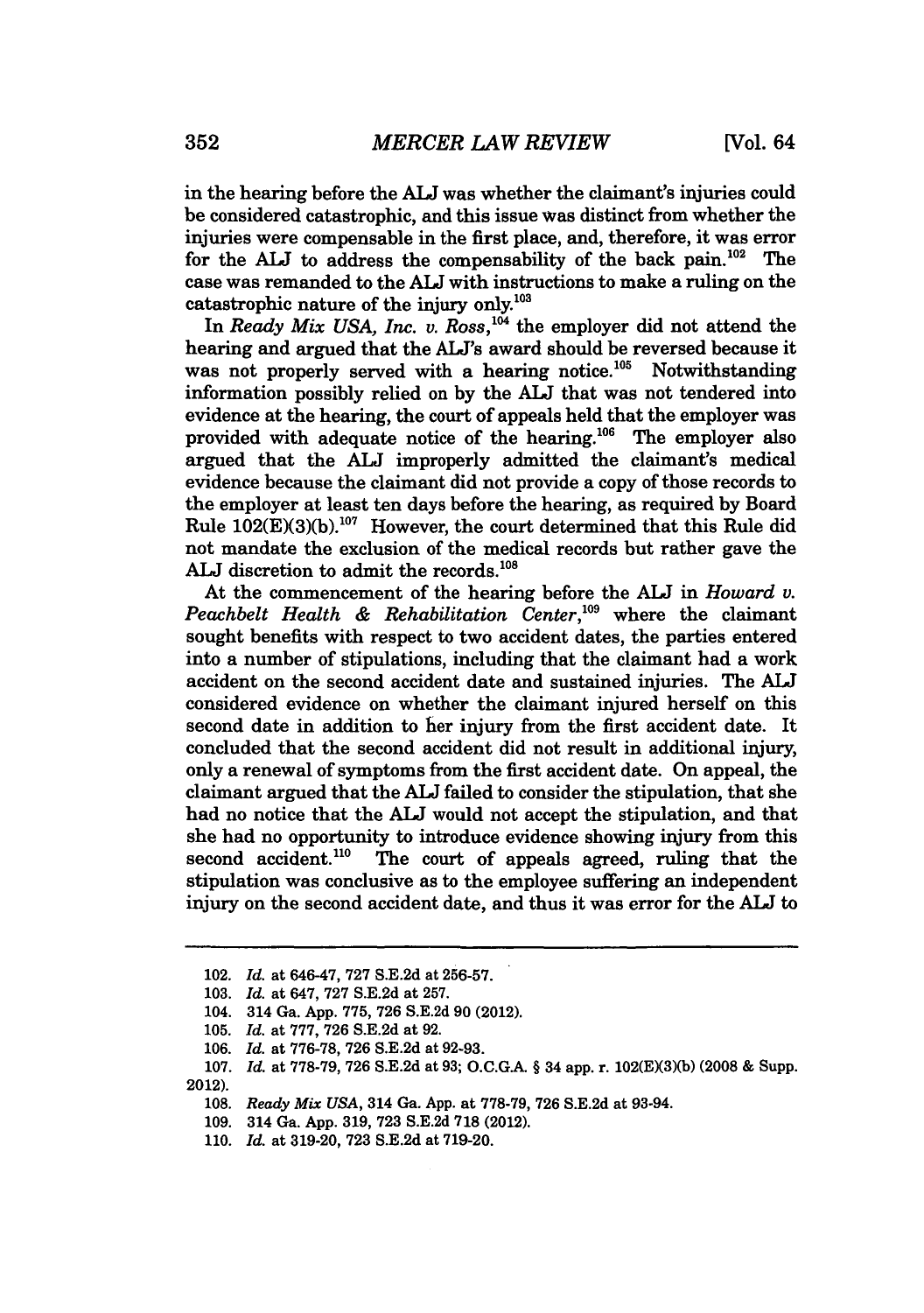in the hearing before the ALJ was whether the claimant's injuries could be considered catastrophic, and this issue was distinct from whether the injuries were compensable in the first place, and, therefore, it was error for the ALJ to address the compensability of the back pain.[102] The case was remanded to the ALJ with instructions to make a ruling on the catastrophic nature of the injury only.[103]

In *Ready Mix USA, Inc. v. Ross*,[104] the employer did not attend the hearing and argued that the ALJ's award should be reversed because it was not properly served with a hearing notice.[105] Notwithstanding information possibly relied on by the ALJ that was not tendered into evidence at the hearing, the court of appeals held that the employer was provided with adequate notice of the hearing.[106] The employer also argued that the ALJ improperly admitted the claimant's medical evidence because the claimant did not provide a copy of those records to the employer at least ten days before the hearing, as required by Board Rule 102(E)(3)(b).[107] However, the court determined that this Rule did not mandate the exclusion of the medical records but rather gave the ALJ discretion to admit the records.[108]

At the commencement of the hearing before the ALJ in *Howard v. Peachbelt Health & Rehabilitation Center*,[109] where the claimant sought benefits with respect to two accident dates, the parties entered into a number of stipulations, including that the claimant had a work accident on the second accident date and sustained injuries. The ALJ considered evidence on whether the claimant injured herself on this second date in addition to her injury from the first accident date. It concluded that the second accident did not result in additional injury, only a renewal of symptoms from the first accident date. On appeal, the claimant argued that the ALJ failed to consider the stipulation, that she had no notice that the ALJ would not accept the stipulation, and that she had no opportunity to introduce evidence showing injury from this second accident.[110] The court of appeals agreed, ruling that the stipulation was conclusive as to the employee suffering an independent injury on the second accident date, and thus it was error for the ALJ to

---

102. *Id.* at 646-47, 727 S.E.2d at 256-57.

103. *Id.* at 647, 727 S.E.2d at 257.

104. 314 Ga. App. 775, 726 S.E.2d 90 (2012).

105. *Id.* at 777, 726 S.E.2d at 92.

106. *Id.* at 776-78, 726 S.E.2d at 92-93.

107. *Id.* at 778-79, 726 S.E.2d at 93; O.C.G.A. § 34 app. r. 102(E)(3)(b) (2008 & Supp. 2012).

108. *Ready Mix USA*, 314 Ga. App. at 778-79, 726 S.E.2d at 93-94.

109. 314 Ga. App. 319, 723 S.E.2d 718 (2012).

110. *Id.* at 319-20, 723 S.E.2d at 719-20.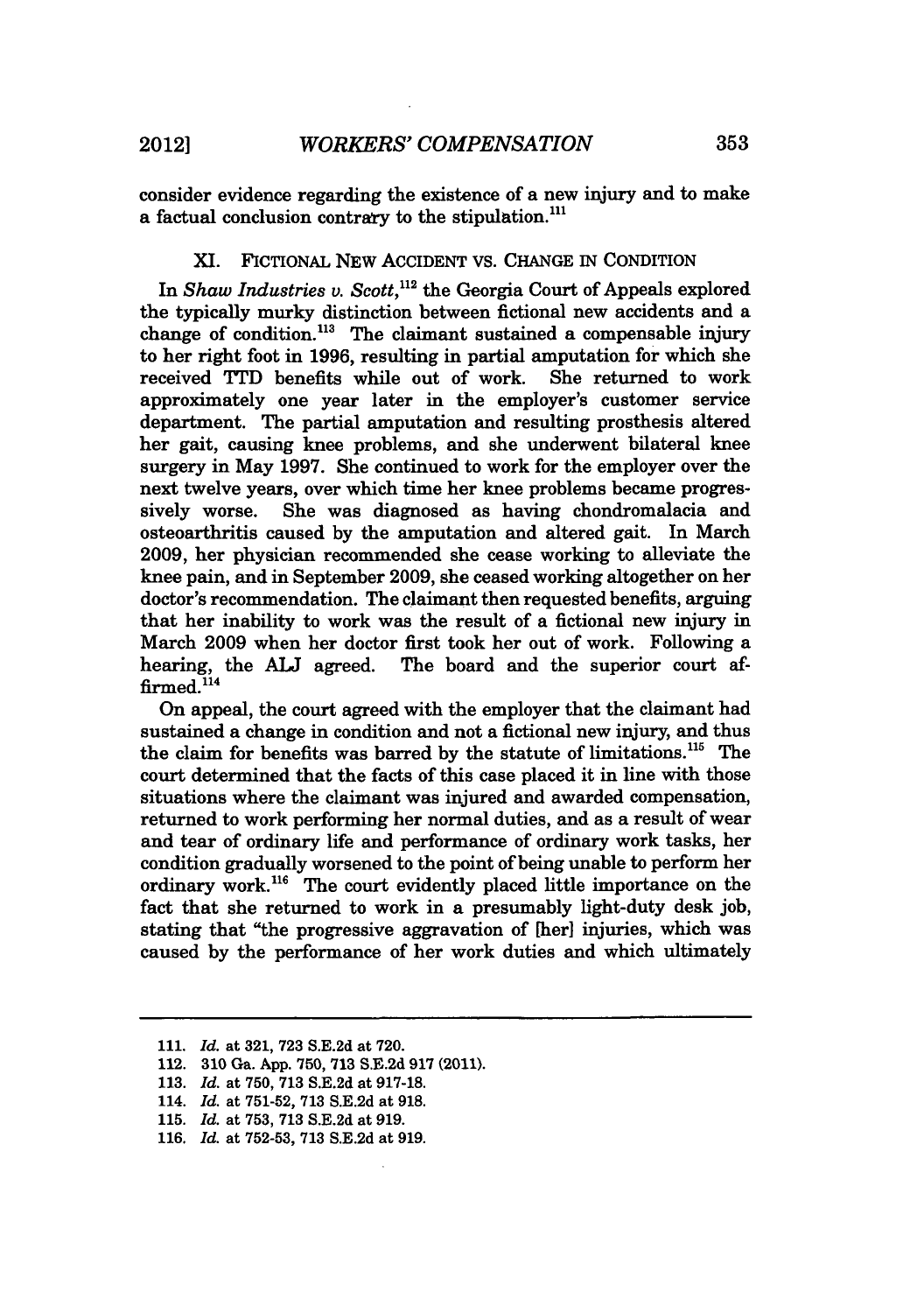consider evidence regarding the existence of a new injury and to make a factual conclusion contrary to the stipulation.[111]

## XI. FICTIONAL NEW ACCIDENT VS. CHANGE IN CONDITION

In *Shaw Industries v. Scott*,[112] the Georgia Court of Appeals explored the typically murky distinction between fictional new accidents and a change of condition.[113] The claimant sustained a compensable injury to her right foot in 1996, resulting in partial amputation for which she received TTD benefits while out of work. She returned to work approximately one year later in the employer's customer service department. The partial amputation and resulting prosthesis altered her gait, causing knee problems, and she underwent bilateral knee surgery in May 1997. She continued to work for the employer over the next twelve years, over which time her knee problems became progressively worse. She was diagnosed as having chondromalacia and osteoarthritis caused by the amputation and altered gait. In March 2009, her physician recommended she cease working to alleviate the knee pain, and in September 2009, she ceased working altogether on her doctor's recommendation. The claimant then requested benefits, arguing that her inability to work was the result of a fictional new injury in March 2009 when her doctor first took her out of work. Following a hearing, the ALJ agreed. The board and the superior court affirmed.[114]

On appeal, the court agreed with the employer that the claimant had sustained a change in condition and not a fictional new injury, and thus the claim for benefits was barred by the statute of limitations.[115] The court determined that the facts of this case placed it in line with those situations where the claimant was injured and awarded compensation, returned to work performing her normal duties, and as a result of wear and tear of ordinary life and performance of ordinary work tasks, her condition gradually worsened to the point of being unable to perform her ordinary work.[116] The court evidently placed little importance on the fact that she returned to work in a presumably light-duty desk job, stating that "the progressive aggravation of [her] injuries, which was caused by the performance of her work duties and which ultimately

---

111. *Id.* at 321, 723 S.E.2d at 720.
112. 310 Ga. App. 750, 713 S.E.2d 917 (2011).
113. *Id.* at 750, 713 S.E.2d at 917-18.
114. *Id.* at 751-52, 713 S.E.2d at 918.
115. *Id.* at 753, 713 S.E.2d at 919.
116. *Id.* at 752-53, 713 S.E.2d at 919.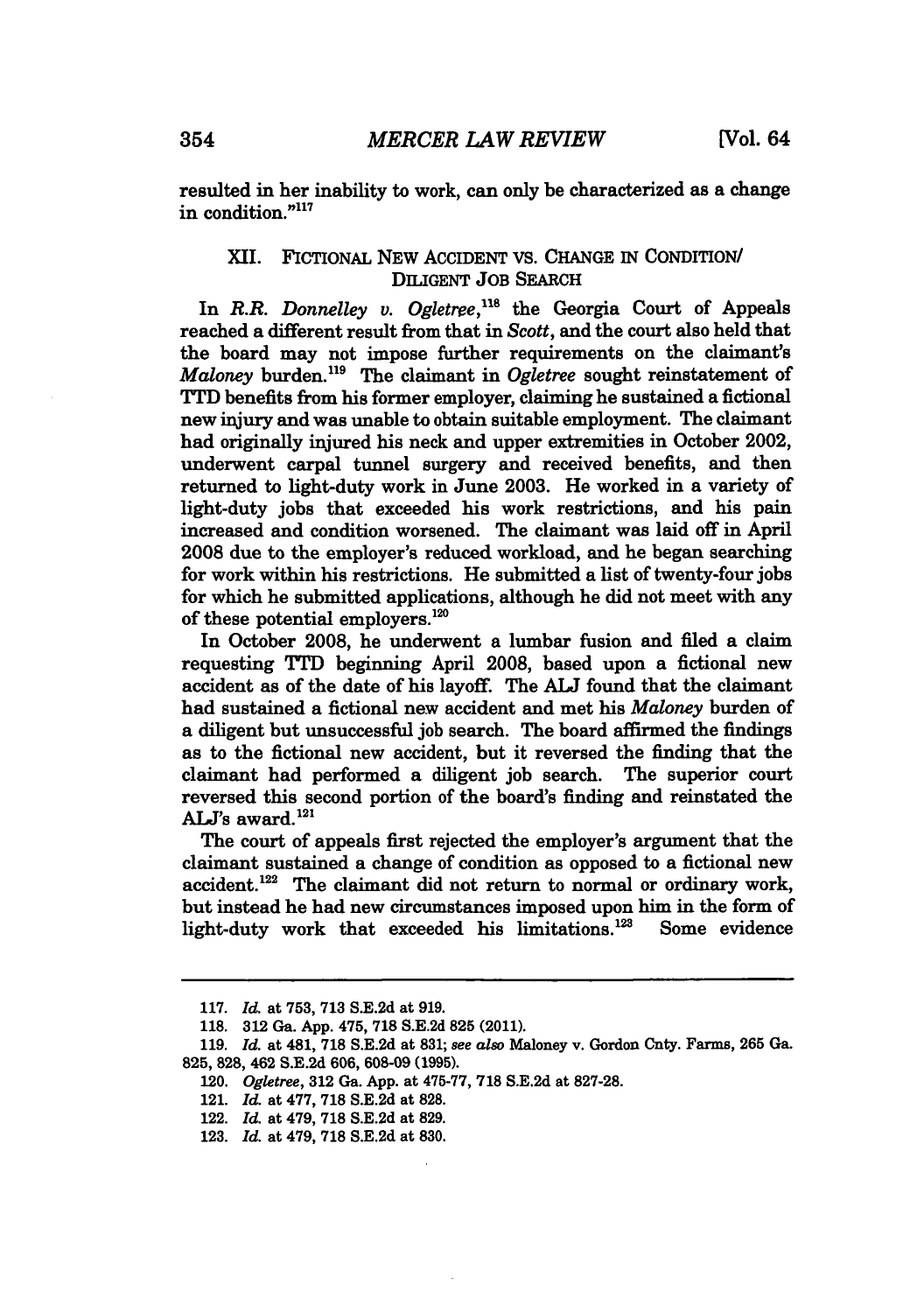resulted in her inability to work, can only be characterized as a change in condition."[117]

## XII. FICTIONAL NEW ACCIDENT VS. CHANGE IN CONDITION/ DILIGENT JOB SEARCH

In *R.R. Donnelley v. Ogletree*,[118] the Georgia Court of Appeals reached a different result from that in *Scott*, and the court also held that the board may not impose further requirements on the claimant's *Maloney* burden.[119] The claimant in *Ogletree* sought reinstatement of TTD benefits from his former employer, claiming he sustained a fictional new injury and was unable to obtain suitable employment. The claimant had originally injured his neck and upper extremities in October 2002, underwent carpal tunnel surgery and received benefits, and then returned to light-duty work in June 2003. He worked in a variety of light-duty jobs that exceeded his work restrictions, and his pain increased and condition worsened. The claimant was laid off in April 2008 due to the employer's reduced workload, and he began searching for work within his restrictions. He submitted a list of twenty-four jobs for which he submitted applications, although he did not meet with any of these potential employers.[120]

In October 2008, he underwent a lumbar fusion and filed a claim requesting TTD beginning April 2008, based upon a fictional new accident as of the date of his layoff. The ALJ found that the claimant had sustained a fictional new accident and met his *Maloney* burden of a diligent but unsuccessful job search. The board affirmed the findings as to the fictional new accident, but it reversed the finding that the claimant had performed a diligent job search. The superior court reversed this second portion of the board's finding and reinstated the ALJ's award.[121]

The court of appeals first rejected the employer's argument that the claimant sustained a change of condition as opposed to a fictional new accident.[122] The claimant did not return to normal or ordinary work, but instead he had new circumstances imposed upon him in the form of light-duty work that exceeded his limitations.[123] Some evidence

---

117. *Id.* at 753, 713 S.E.2d at 919.

118. 312 Ga. App. 475, 718 S.E.2d 825 (2011).

119. *Id.* at 481, 718 S.E.2d at 831; *see also* Maloney v. Gordon Cnty. Farms, 265 Ga. 825, 828, 462 S.E.2d 606, 608-09 (1995).

120. *Ogletree*, 312 Ga. App. at 475-77, 718 S.E.2d at 827-28.

121. *Id.* at 477, 718 S.E.2d at 828.

122. *Id.* at 479, 718 S.E.2d at 829.

123. *Id.* at 479, 718 S.E.2d at 830.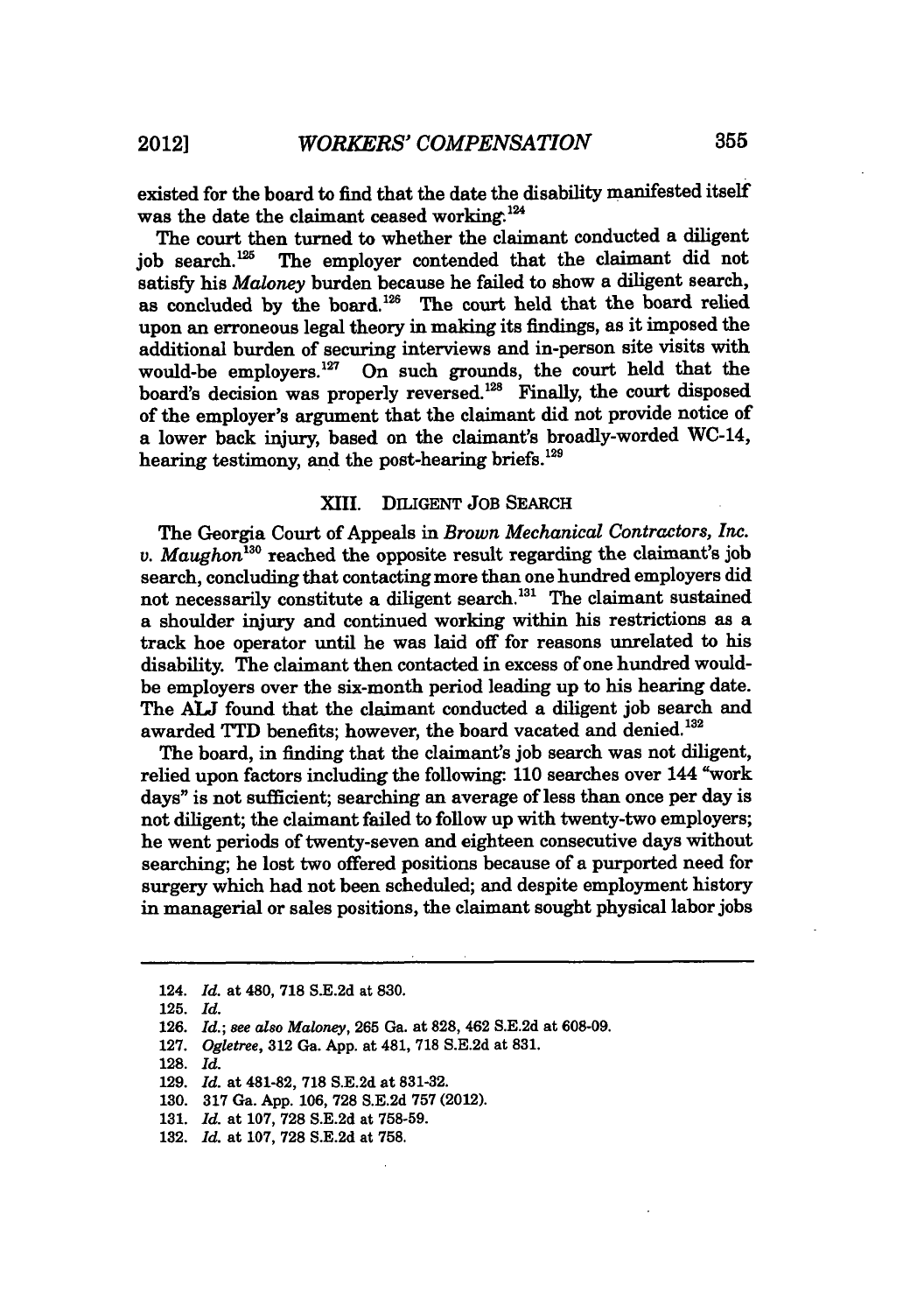existed for the board to find that the date the disability manifested itself was the date the claimant ceased working.[124]

The court then turned to whether the claimant conducted a diligent job search.[125] The employer contended that the claimant did not satisfy his *Maloney* burden because he failed to show a diligent search, as concluded by the board.[126] The court held that the board relied upon an erroneous legal theory in making its findings, as it imposed the additional burden of securing interviews and in-person site visits with would-be employers.[127] On such grounds, the court held that the board's decision was properly reversed.[128] Finally, the court disposed of the employer's argument that the claimant did not provide notice of a lower back injury, based on the claimant's broadly-worded WC-14, hearing testimony, and the post-hearing briefs.[129]

## XIII. DILIGENT JOB SEARCH

The Georgia Court of Appeals in *Brown Mechanical Contractors, Inc. v. Maughon*[130] reached the opposite result regarding the claimant's job search, concluding that contacting more than one hundred employers did not necessarily constitute a diligent search.[131] The claimant sustained a shoulder injury and continued working within his restrictions as a track hoe operator until he was laid off for reasons unrelated to his disability. The claimant then contacted in excess of one hundred would-be employers over the six-month period leading up to his hearing date. The ALJ found that the claimant conducted a diligent job search and awarded TTD benefits; however, the board vacated and denied.[132]

The board, in finding that the claimant's job search was not diligent, relied upon factors including the following: 110 searches over 144 "work days" is not sufficient; searching an average of less than once per day is not diligent; the claimant failed to follow up with twenty-two employers; he went periods of twenty-seven and eighteen consecutive days without searching; he lost two offered positions because of a purported need for surgery which had not been scheduled; and despite employment history in managerial or sales positions, the claimant sought physical labor jobs

---

124. *Id.* at 480, 718 S.E.2d at 830.
125. *Id.*
126. *Id.*; *see also Maloney*, 265 Ga. at 828, 462 S.E.2d at 608-09.
127. *Ogletree*, 312 Ga. App. at 481, 718 S.E.2d at 831.
128. *Id.*
129. *Id.* at 481-82, 718 S.E.2d at 831-32.
130. 317 Ga. App. 106, 728 S.E.2d 757 (2012).
131. *Id.* at 107, 728 S.E.2d at 758-59.
132. *Id.* at 107, 728 S.E.2d at 758.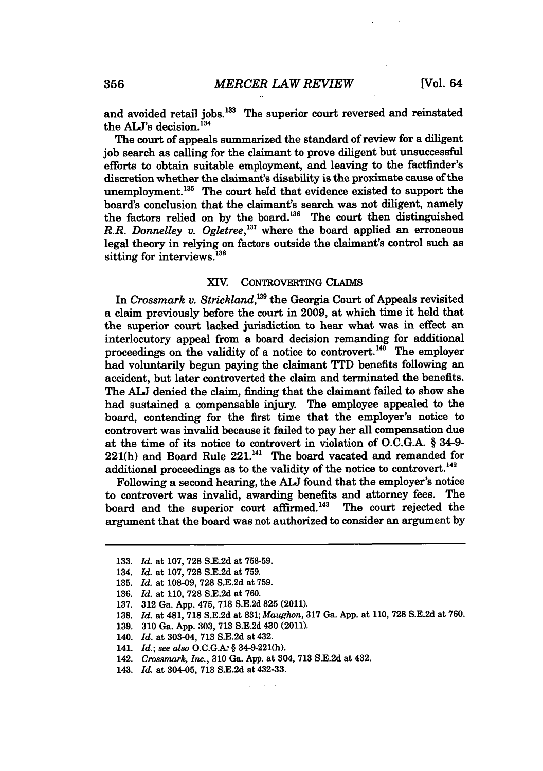and avoided retail jobs.[133] The superior court reversed and reinstated the ALJ's decision.[134]

The court of appeals summarized the standard of review for a diligent job search as calling for the claimant to prove diligent but unsuccessful efforts to obtain suitable employment, and leaving to the factfinder's discretion whether the claimant's disability is the proximate cause of the unemployment.[135] The court held that evidence existed to support the board's conclusion that the claimant's search was not diligent, namely the factors relied on by the board.[136] The court then distinguished *R.R. Donnelley v. Ogletree*,[137] where the board applied an erroneous legal theory in relying on factors outside the claimant's control such as sitting for interviews.[138]

## XIV. CONTROVERTING CLAIMS

In *Crossmark v. Strickland*,[139] the Georgia Court of Appeals revisited a claim previously before the court in 2009, at which time it held that the superior court lacked jurisdiction to hear what was in effect an interlocutory appeal from a board decision remanding for additional proceedings on the validity of a notice to controvert.[140] The employer had voluntarily begun paying the claimant TTD benefits following an accident, but later controverted the claim and terminated the benefits. The ALJ denied the claim, finding that the claimant failed to show she had sustained a compensable injury. The employee appealed to the board, contending for the first time that the employer's notice to controvert was invalid because it failed to pay her all compensation due at the time of its notice to controvert in violation of O.C.G.A. § 34-9-221(h) and Board Rule 221.[141] The board vacated and remanded for additional proceedings as to the validity of the notice to controvert.[142]

Following a second hearing, the ALJ found that the employer's notice to controvert was invalid, awarding benefits and attorney fees. The board and the superior court affirmed.[143] The court rejected the argument that the board was not authorized to consider an argument by

---

133. *Id.* at 107, 728 S.E.2d at 758-59.
134. *Id.* at 107, 728 S.E.2d at 759.
135. *Id.* at 108-09, 728 S.E.2d at 759.
136. *Id.* at 110, 728 S.E.2d at 760.
137. 312 Ga. App. 475, 718 S.E.2d 825 (2011).
138. *Id.* at 481, 718 S.E.2d at 831; *Maughon*, 317 Ga. App. at 110, 728 S.E.2d at 760.
139. 310 Ga. App. 303, 713 S.E.2d 430 (2011).
140. *Id.* at 303-04, 713 S.E.2d at 432.
141. *Id.*; *see also* O.C.G.A. § 34-9-221(h).
142. *Crossmark, Inc.*, 310 Ga. App. at 304, 713 S.E.2d at 432.
143. *Id.* at 304-05, 713 S.E.2d at 432-33.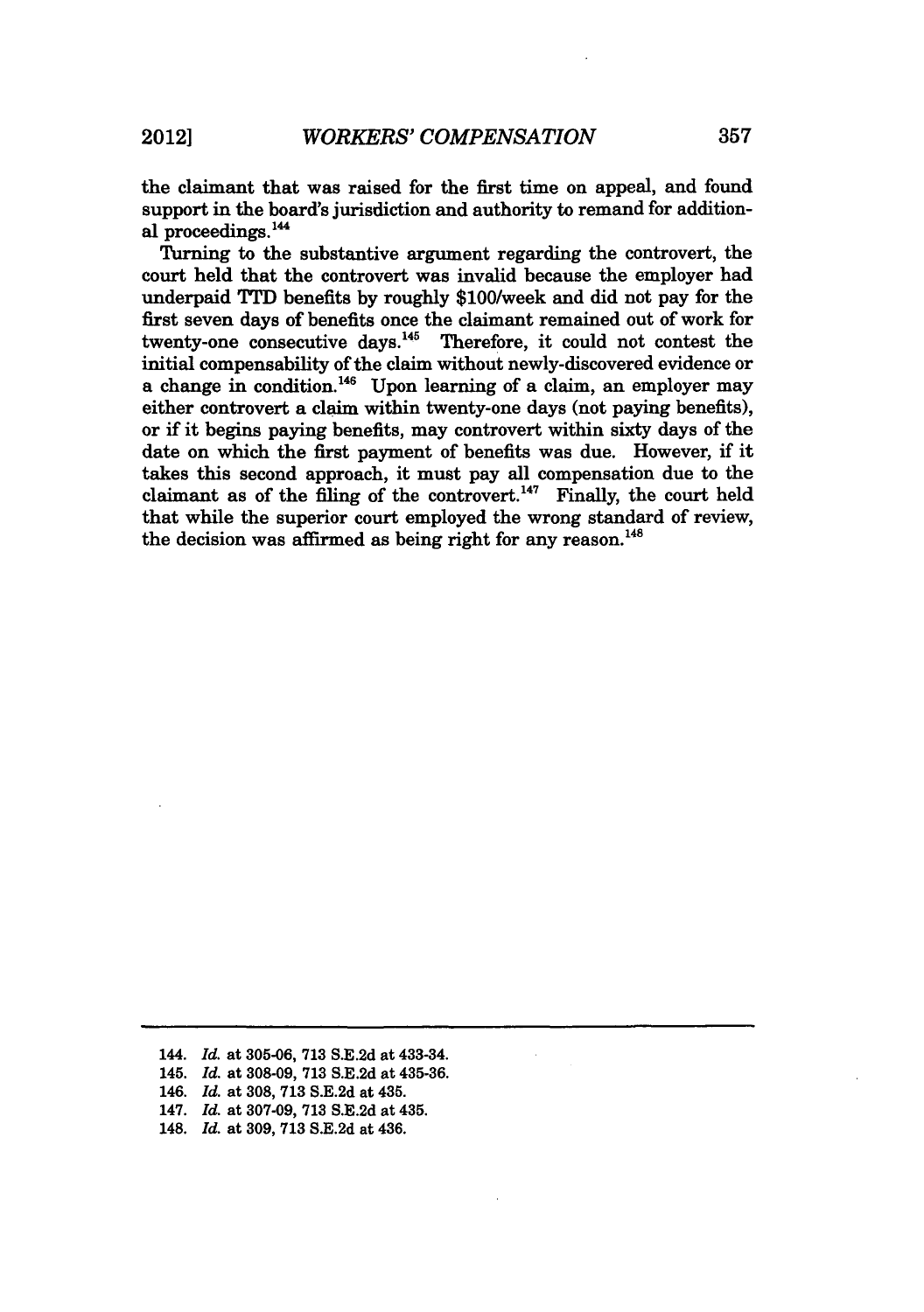the claimant that was raised for the first time on appeal, and found support in the board's jurisdiction and authority to remand for additional proceedings.[144]

Turning to the substantive argument regarding the controvert, the court held that the controvert was invalid because the employer had underpaid TTD benefits by roughly $100/week and did not pay for the first seven days of benefits once the claimant remained out of work for twenty-one consecutive days.[145] Therefore, it could not contest the initial compensability of the claim without newly-discovered evidence or a change in condition.[146] Upon learning of a claim, an employer may either controvert a claim within twenty-one days (not paying benefits), or if it begins paying benefits, may controvert within sixty days of the date on which the first payment of benefits was due. However, if it takes this second approach, it must pay all compensation due to the claimant as of the filing of the controvert.[147] Finally, the court held that while the superior court employed the wrong standard of review, the decision was affirmed as being right for any reason.[148]

---

144. *Id.* at 305-06, 713 S.E.2d at 433-34.
145. *Id.* at 308-09, 713 S.E.2d at 435-36.
146. *Id.* at 308, 713 S.E.2d at 435.
147. *Id.* at 307-09, 713 S.E.2d at 435.
148. *Id.* at 309, 713 S.E.2d at 436.